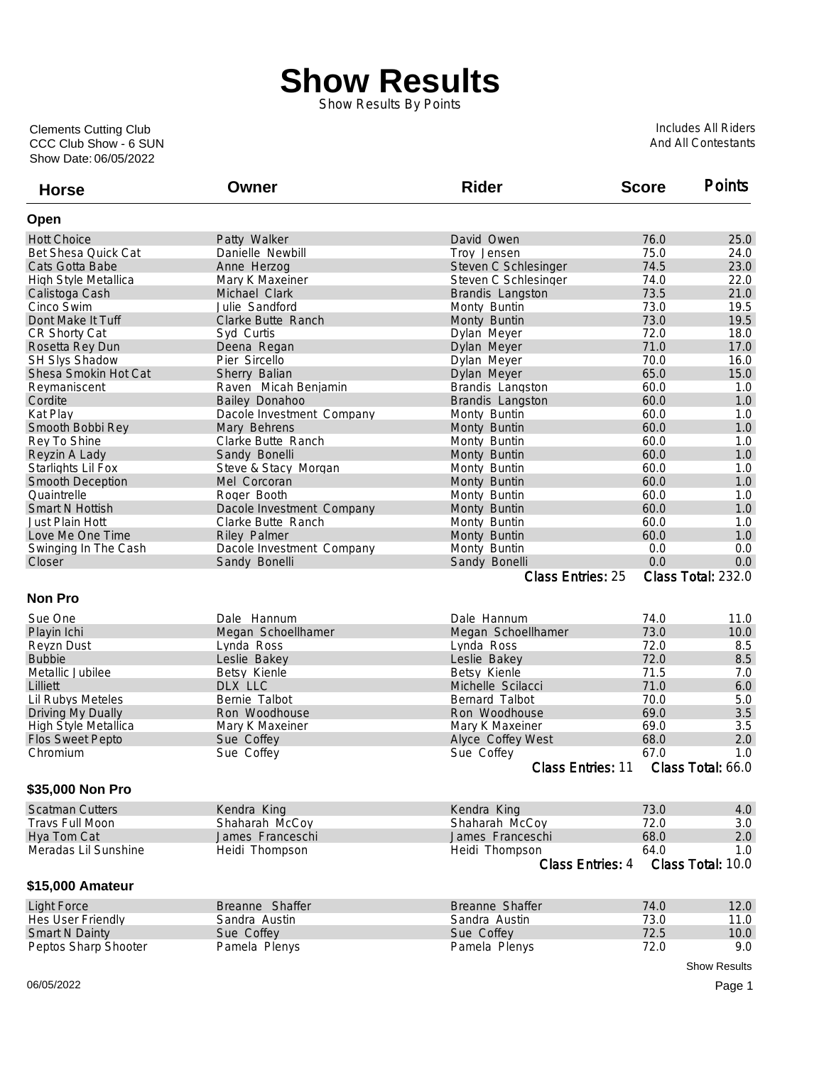# Show Results

Show Results By Points

Clements Cutting Club
CCC Club Show - 6 SUN
Show Date: 06/05/2022

Includes All Riders
And All Contestants

| Horse | Owner | Rider | Score | Points |
|---|---|---|---|---|
| **Open** | | | | |
| Hott Choice | Patty Walker | David Owen | 76.0 | 25.0 |
| Bet Shesa Quick Cat | Danielle Newbill | Troy Jensen | 75.0 | 24.0 |
| Cats Gotta Babe | Anne Herzog | Steven C Schlesinger | 74.5 | 23.0 |
| High Style Metallica | Mary K Maxeiner | Steven C Schlesinger | 74.0 | 22.0 |
| Calistoga Cash | Michael Clark | Brandis Langston | 73.5 | 21.0 |
| Cinco Swim | Julie Sandford | Monty Buntin | 73.0 | 19.5 |
| Dont Make It Tuff | Clarke Butte Ranch | Monty Buntin | 73.0 | 19.5 |
| CR Shorty Cat | Syd Curtis | Dylan Meyer | 72.0 | 18.0 |
| Rosetta Rey Dun | Deena Regan | Dylan Meyer | 71.0 | 17.0 |
| SH Slys Shadow | Pier Sircello | Dylan Meyer | 70.0 | 16.0 |
| Shesa Smokin Hot Cat | Sherry Balian | Dylan Meyer | 65.0 | 15.0 |
| Reymaniscent | Raven Micah Benjamin | Brandis Langston | 60.0 | 1.0 |
| Cordite | Bailey Donahoo | Brandis Langston | 60.0 | 1.0 |
| Kat Play | Dacole Investment Company | Monty Buntin | 60.0 | 1.0 |
| Smooth Bobbi Rey | Mary Behrens | Monty Buntin | 60.0 | 1.0 |
| Rey To Shine | Clarke Butte Ranch | Monty Buntin | 60.0 | 1.0 |
| Reyzin A Lady | Sandy Bonelli | Monty Buntin | 60.0 | 1.0 |
| Starlights Lil Fox | Steve & Stacy Morgan | Monty Buntin | 60.0 | 1.0 |
| Smooth Deception | Mel Corcoran | Monty Buntin | 60.0 | 1.0 |
| Quaintrelle | Roger Booth | Monty Buntin | 60.0 | 1.0 |
| Smart N Hottish | Dacole Investment Company | Monty Buntin | 60.0 | 1.0 |
| Just Plain Hott | Clarke Butte Ranch | Monty Buntin | 60.0 | 1.0 |
| Love Me One Time | Riley Palmer | Monty Buntin | 60.0 | 1.0 |
| Swinging In The Cash | Dacole Investment Company | Monty Buntin | 0.0 | 0.0 |
| Closer | Sandy Bonelli | Sandy Bonelli | 0.0 | 0.0 |
| | | Class Entries: 25 | | Class Total: 232.0 |
| **Non Pro** | | | | |
| Sue One | Dale Hannum | Dale Hannum | 74.0 | 11.0 |
| Playin Ichi | Megan Schoellhamer | Megan Schoellhamer | 73.0 | 10.0 |
| Reyzn Dust | Lynda Ross | Lynda Ross | 72.0 | 8.5 |
| Bubbie | Leslie Bakey | Leslie Bakey | 72.0 | 8.5 |
| Metallic Jubilee | Betsy Kienle | Betsy Kienle | 71.5 | 7.0 |
| Lilliett | DLX LLC | Michelle Scilacci | 71.0 | 6.0 |
| Lil Rubys Meteles | Bernie Talbot | Bernard Talbot | 70.0 | 5.0 |
| Driving My Dually | Ron Woodhouse | Ron Woodhouse | 69.0 | 3.5 |
| High Style Metallica | Mary K Maxeiner | Mary K Maxeiner | 69.0 | 3.5 |
| Flos Sweet Pepto | Sue Coffey | Alyce Coffey West | 68.0 | 2.0 |
| Chromium | Sue Coffey | Sue Coffey | 67.0 | 1.0 |
| | | Class Entries: 11 | | Class Total: 66.0 |
| **$35,000 Non Pro** | | | | |
| Scatman Cutters | Kendra King | Kendra King | 73.0 | 4.0 |
| Travs Full Moon | Shaharah McCoy | Shaharah McCoy | 72.0 | 3.0 |
| Hya Tom Cat | James Franceschi | James Franceschi | 68.0 | 2.0 |
| Meradas Lil Sunshine | Heidi Thompson | Heidi Thompson | 64.0 | 1.0 |
| | | Class Entries: 4 | | Class Total: 10.0 |
| **$15,000 Amateur** | | | | |
| Light Force | Breanne Shaffer | Breanne Shaffer | 74.0 | 12.0 |
| Hes User Friendly | Sandra Austin | Sandra Austin | 73.0 | 11.0 |
| Smart N Dainty | Sue Coffey | Sue Coffey | 72.5 | 10.0 |
| Peptos Sharp Shooter | Pamela Plenys | Pamela Plenys | 72.0 | 9.0 |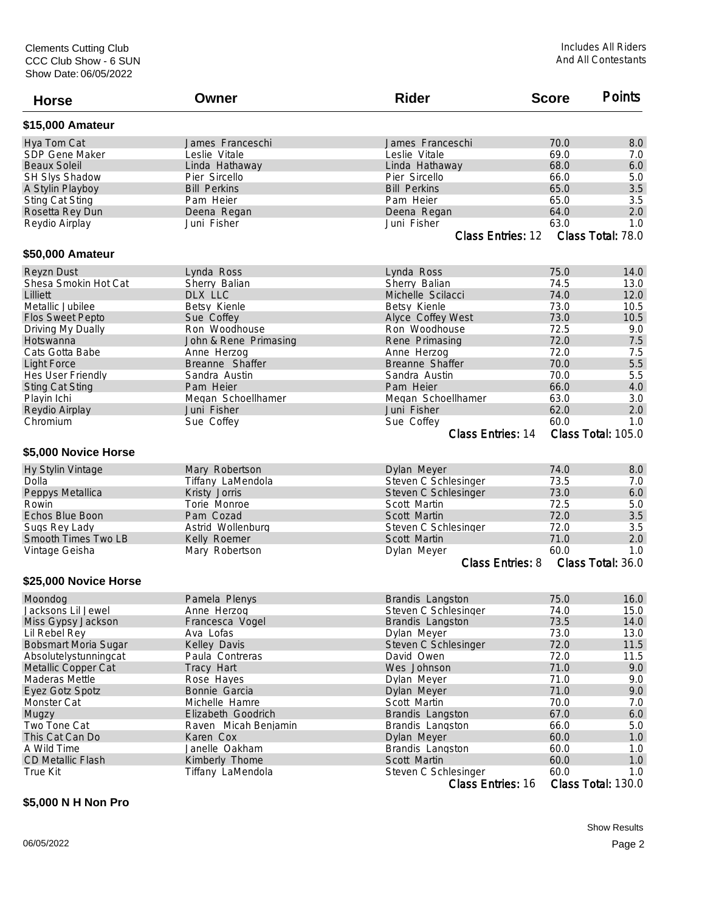Clements Cutting Club
CCC Club Show - 6 SUN
Show Date: 06/05/2022

Includes All Riders
And All Contestants

| Horse | Owner | Rider | Score | Points |
|---|---|---|---|---|

### $15,000 Amateur

| Horse | Owner | Rider | Score | Points |
|---|---|---|---|---|
| Hya Tom Cat | James Franceschi | James Franceschi | 70.0 | 8.0 |
| SDP Gene Maker | Leslie Vitale | Leslie Vitale | 69.0 | 7.0 |
| Beaux Soleil | Linda Hathaway | Linda Hathaway | 68.0 | 6.0 |
| SH Slys Shadow | Pier Sircello | Pier Sircello | 66.0 | 5.0 |
| A Stylin Playboy | Bill Perkins | Bill Perkins | 65.0 | 3.5 |
| Sting Cat Sting | Pam Heier | Pam Heier | 65.0 | 3.5 |
| Rosetta Rey Dun | Deena Regan | Deena Regan | 64.0 | 2.0 |
| Reydio Airplay | Juni Fisher | Juni Fisher | 63.0 | 1.0 |

Class Entries: 12 Class Total: 78.0

### $50,000 Amateur

| Horse | Owner | Rider | Score | Points |
|---|---|---|---|---|
| Reyzn Dust | Lynda Ross | Lynda Ross | 75.0 | 14.0 |
| Shesa Smokin Hot Cat | Sherry Balian | Sherry Balian | 74.5 | 13.0 |
| Lilliett | DLX LLC | Michelle Scilacci | 74.0 | 12.0 |
| Metallic Jubilee | Betsy Kienle | Betsy Kienle | 73.0 | 10.5 |
| Flos Sweet Pepto | Sue Coffey | Alyce Coffey West | 73.0 | 10.5 |
| Driving My Dually | Ron Woodhouse | Ron Woodhouse | 72.5 | 9.0 |
| Hotswanna | John & Rene Primasing | Rene Primasing | 72.0 | 7.5 |
| Cats Gotta Babe | Anne Herzog | Anne Herzog | 72.0 | 7.5 |
| Light Force | Breanne Shaffer | Breanne Shaffer | 70.0 | 5.5 |
| Hes User Friendly | Sandra Austin | Sandra Austin | 70.0 | 5.5 |
| Sting Cat Sting | Pam Heier | Pam Heier | 66.0 | 4.0 |
| Playin Ichi | Megan Schoellhamer | Megan Schoellhamer | 63.0 | 3.0 |
| Reydio Airplay | Juni Fisher | Juni Fisher | 62.0 | 2.0 |
| Chromium | Sue Coffey | Sue Coffey | 60.0 | 1.0 |

Class Entries: 14 Class Total: 105.0

### $5,000 Novice Horse

| Horse | Owner | Rider | Score | Points |
|---|---|---|---|---|
| Hy Stylin Vintage | Mary Robertson | Dylan Meyer | 74.0 | 8.0 |
| Dolla | Tiffany LaMendola | Steven C Schlesinger | 73.5 | 7.0 |
| Peppys Metallica | Kristy Jorris | Steven C Schlesinger | 73.0 | 6.0 |
| Rowin | Torie Monroe | Scott Martin | 72.5 | 5.0 |
| Echos Blue Boon | Pam Cozad | Scott Martin | 72.0 | 3.5 |
| Sugs Rey Lady | Astrid Wollenburg | Steven C Schlesinger | 72.0 | 3.5 |
| Smooth Times Two LB | Kelly Roemer | Scott Martin | 71.0 | 2.0 |
| Vintage Geisha | Mary Robertson | Dylan Meyer | 60.0 | 1.0 |

Class Entries: 8 Class Total: 36.0

### $25,000 Novice Horse

| Horse | Owner | Rider | Score | Points |
|---|---|---|---|---|
| Moondog | Pamela Plenys | Brandis Langston | 75.0 | 16.0 |
| Jacksons Lil Jewel | Anne Herzog | Steven C Schlesinger | 74.0 | 15.0 |
| Miss Gypsy Jackson | Francesca Vogel | Brandis Langston | 73.5 | 14.0 |
| Lil Rebel Rey | Ava Lofas | Dylan Meyer | 73.0 | 13.0 |
| Bobsmart Moria Sugar | Kelley Davis | Steven C Schlesinger | 72.0 | 11.5 |
| Absolutelystunningcat | Paula Contreras | David Owen | 72.0 | 11.5 |
| Metallic Copper Cat | Tracy Hart | Wes Johnson | 71.0 | 9.0 |
| Maderas Mettle | Rose Hayes | Dylan Meyer | 71.0 | 9.0 |
| Eyez Gotz Spotz | Bonnie Garcia | Dylan Meyer | 71.0 | 9.0 |
| Monster Cat | Michelle Hamre | Scott Martin | 70.0 | 7.0 |
| Mugzy | Elizabeth Goodrich | Brandis Langston | 67.0 | 6.0 |
| Two Tone Cat | Raven Micah Benjamin | Brandis Langston | 66.0 | 5.0 |
| This Cat Can Do | Karen Cox | Dylan Meyer | 60.0 | 1.0 |
| A Wild Time | Janelle Oakham | Brandis Langston | 60.0 | 1.0 |
| CD Metallic Flash | Kimberly Thome | Scott Martin | 60.0 | 1.0 |
| True Kit | Tiffany LaMendola | Steven C Schlesinger | 60.0 | 1.0 |

Class Entries: 16 Class Total: 130.0

### $5,000 N H Non Pro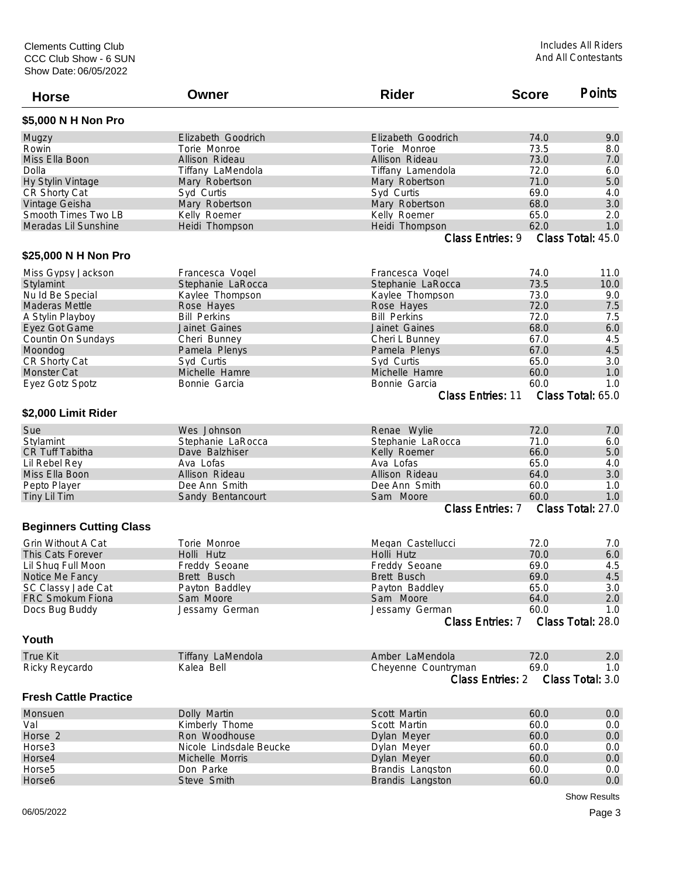Clements Cutting Club
CCC Club Show - 6 SUN
Show Date: 06/05/2022

Includes All Riders And All Contestants

| Horse | Owner | Rider | Score | Points |
|---|---|---|---|---|

### $5,000 N H Non Pro

| Horse | Owner | Rider | Score | Points |
|---|---|---|---|---|
| Mugzy | Elizabeth Goodrich | Elizabeth Goodrich | 74.0 | 9.0 |
| Rowin | Torie Monroe | Torie Monroe | 73.5 | 8.0 |
| Miss Ella Boon | Allison Rideau | Allison Rideau | 73.0 | 7.0 |
| Dolla | Tiffany LaMendola | Tiffany Lamendola | 72.0 | 6.0 |
| Hy Stylin Vintage | Mary Robertson | Mary Robertson | 71.0 | 5.0 |
| CR Shorty Cat | Syd Curtis | Syd Curtis | 69.0 | 4.0 |
| Vintage Geisha | Mary Robertson | Mary Robertson | 68.0 | 3.0 |
| Smooth Times Two LB | Kelly Roemer | Kelly Roemer | 65.0 | 2.0 |
| Meradas Lil Sunshine | Heidi Thompson | Heidi Thompson | 62.0 | 1.0 |

Class Entries: 9 Class Total: 45.0

### $25,000 N H Non Pro

| Horse | Owner | Rider | Score | Points |
|---|---|---|---|---|
| Miss Gypsy Jackson | Francesca Vogel | Francesca Vogel | 74.0 | 11.0 |
| Stylamint | Stephanie LaRocca | Stephanie LaRocca | 73.5 | 10.0 |
| Nu Id Be Special | Kaylee Thompson | Kaylee Thompson | 73.0 | 9.0 |
| Maderas Mettle | Rose Hayes | Rose Hayes | 72.0 | 7.5 |
| A Stylin Playboy | Bill Perkins | Bill Perkins | 72.0 | 7.5 |
| Eyez Got Game | Jainet Gaines | Jainet Gaines | 68.0 | 6.0 |
| Countin On Sundays | Cheri Bunney | Cheri L Bunney | 67.0 | 4.5 |
| Moondog | Pamela Plenys | Pamela Plenys | 67.0 | 4.5 |
| CR Shorty Cat | Syd Curtis | Syd Curtis | 65.0 | 3.0 |
| Monster Cat | Michelle Hamre | Michelle Hamre | 60.0 | 1.0 |
| Eyez Gotz Spotz | Bonnie Garcia | Bonnie Garcia | 60.0 | 1.0 |

Class Entries: 11 Class Total: 65.0

### $2,000 Limit Rider

| Horse | Owner | Rider | Score | Points |
|---|---|---|---|---|
| Sue | Wes Johnson | Renae Wylie | 72.0 | 7.0 |
| Stylamint | Stephanie LaRocca | Stephanie LaRocca | 71.0 | 6.0 |
| CR Tuff Tabitha | Dave Balzhiser | Kelly Roemer | 66.0 | 5.0 |
| Lil Rebel Rey | Ava Lofas | Ava Lofas | 65.0 | 4.0 |
| Miss Ella Boon | Allison Rideau | Allison Rideau | 64.0 | 3.0 |
| Pepto Player | Dee Ann Smith | Dee Ann Smith | 60.0 | 1.0 |
| Tiny Lil Tim | Sandy Bentancourt | Sam Moore | 60.0 | 1.0 |

Class Entries: 7 Class Total: 27.0

### Beginners Cutting Class

| Horse | Owner | Rider | Score | Points |
|---|---|---|---|---|
| Grin Without A Cat | Torie Monroe | Megan Castellucci | 72.0 | 7.0 |
| This Cats Forever | Holli Hutz | Holli Hutz | 70.0 | 6.0 |
| Lil Shug Full Moon | Freddy Seoane | Freddy Seoane | 69.0 | 4.5 |
| Notice Me Fancy | Brett Busch | Brett Busch | 69.0 | 4.5 |
| SC Classy Jade Cat | Payton Baddley | Payton Baddley | 65.0 | 3.0 |
| FRC Smokum Fiona | Sam Moore | Sam Moore | 64.0 | 2.0 |
| Docs Bug Buddy | Jessamy German | Jessamy German | 60.0 | 1.0 |

Class Entries: 7 Class Total: 28.0

### Youth

| Horse | Owner | Rider | Score | Points |
|---|---|---|---|---|
| True Kit | Tiffany LaMendola | Amber LaMendola | 72.0 | 2.0 |
| Ricky Reycardo | Kalea Bell | Cheyenne Countryman | 69.0 | 1.0 |

Class Entries: 2 Class Total: 3.0

### Fresh Cattle Practice

| Horse | Owner | Rider | Score | Points |
|---|---|---|---|---|
| Monsuen | Dolly Martin | Scott Martin | 60.0 | 0.0 |
| Val | Kimberly Thome | Scott Martin | 60.0 | 0.0 |
| Horse 2 | Ron Woodhouse | Dylan Meyer | 60.0 | 0.0 |
| Horse3 | Nicole Lindsdale Beucke | Dylan Meyer | 60.0 | 0.0 |
| Horse4 | Michelle Morris | Dylan Meyer | 60.0 | 0.0 |
| Horse5 | Don Parke | Brandis Langston | 60.0 | 0.0 |
| Horse6 | Steve Smith | Brandis Langston | 60.0 | 0.0 |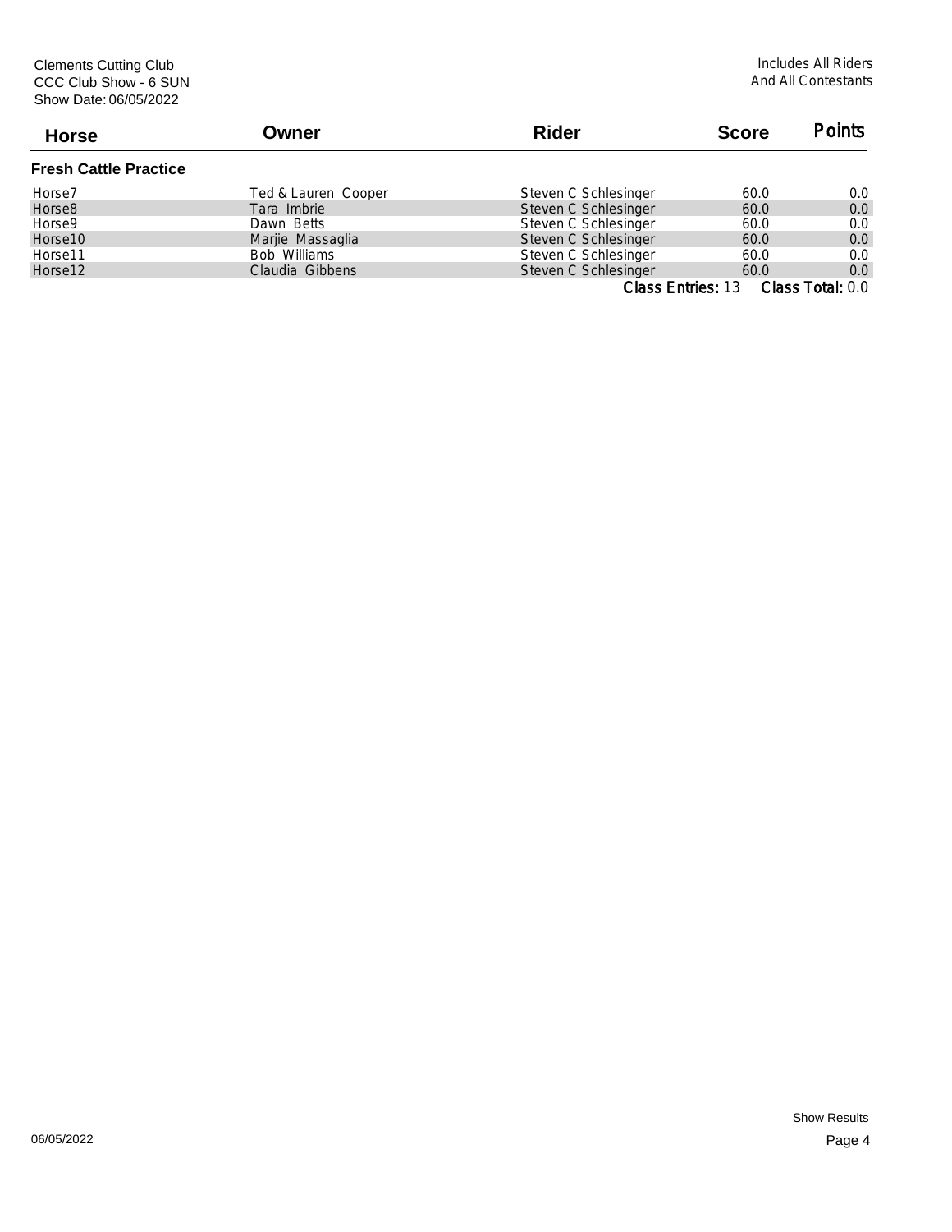Clements Cutting Club
CCC Club Show - 6 SUN
Show Date: 06/05/2022

Includes All Riders
And All Contestants

| Horse | Owner | Rider | Score | Points |
| --- | --- | --- | --- | --- |
| **Fresh Cattle Practice** | | | | |
| Horse7 | Ted & Lauren Cooper | Steven C Schlesinger | 60.0 | 0.0 |
| Horse8 | Tara Imbrie | Steven C Schlesinger | 60.0 | 0.0 |
| Horse9 | Dawn Betts | Steven C Schlesinger | 60.0 | 0.0 |
| Horse10 | Marjie Massaglia | Steven C Schlesinger | 60.0 | 0.0 |
| Horse11 | Bob Williams | Steven C Schlesinger | 60.0 | 0.0 |
| Horse12 | Claudia Gibbens | Steven C Schlesinger | 60.0 | 0.0 |

**Class Entries:** 13 **Class Total:** 0.0

06/05/2022

Show Results